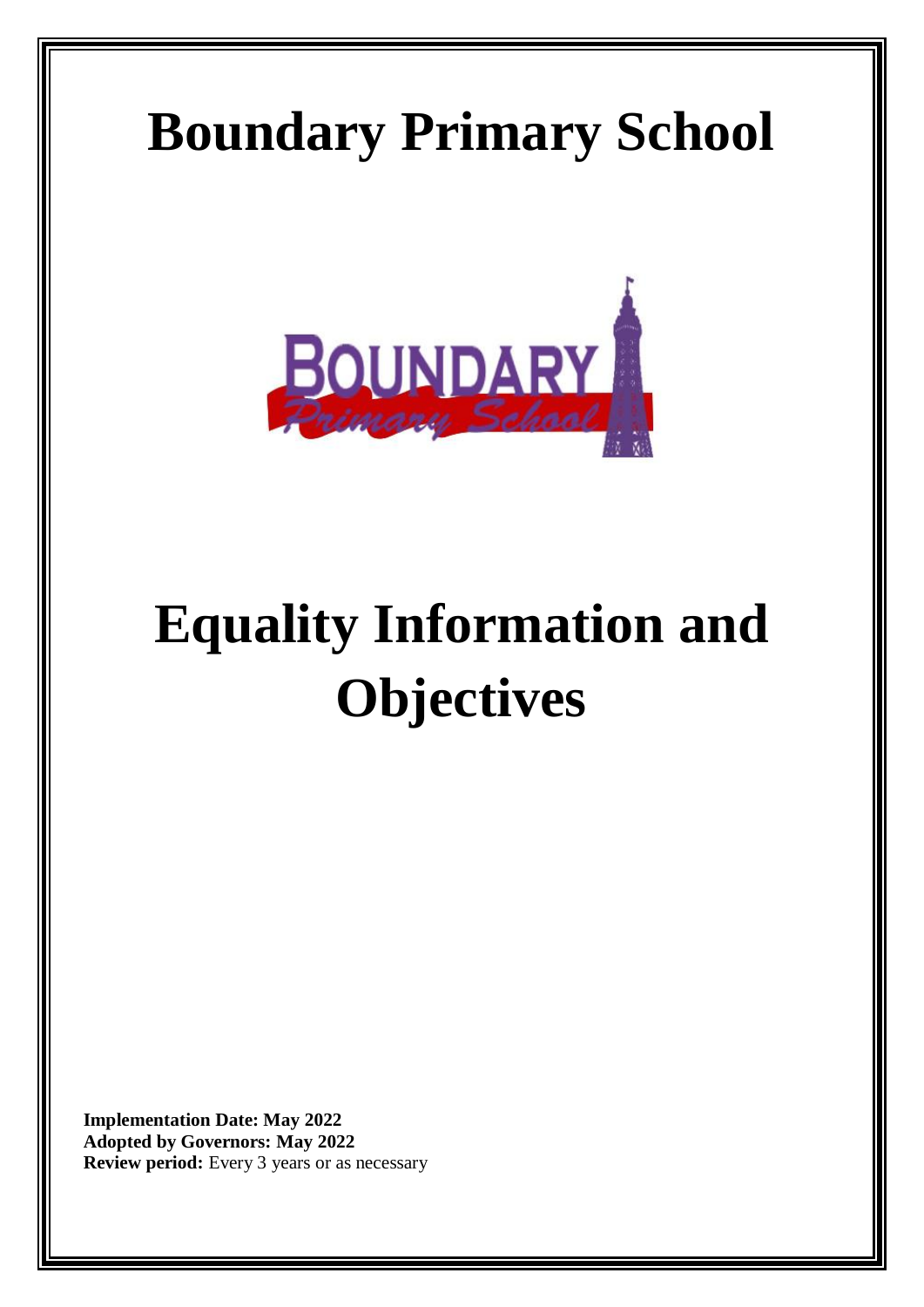# Boundary Primary School

# Equality Information and Objectives

**Implementation Date: May 2022**
**Adopted by Governors: May 2022**
**Review period:** Every 3 years or as necessary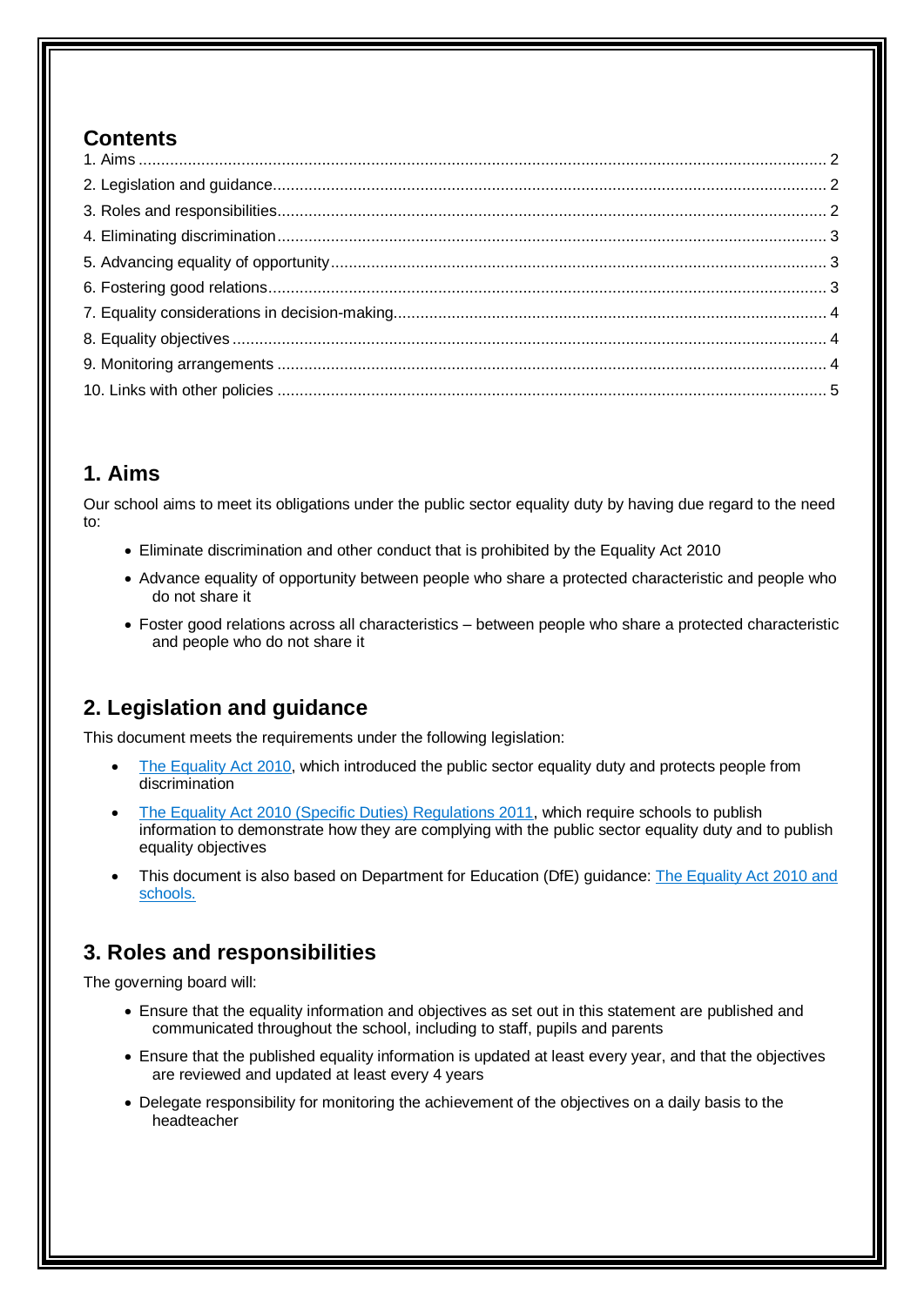## Contents

1. Aims .......... 2
2. Legislation and guidance .......... 2
3. Roles and responsibilities .......... 2
4. Eliminating discrimination .......... 3
5. Advancing equality of opportunity .......... 3
6. Fostering good relations .......... 3
7. Equality considerations in decision-making .......... 4
8. Equality objectives .......... 4
9. Monitoring arrangements .......... 4
10. Links with other policies .......... 5

## 1. Aims

Our school aims to meet its obligations under the public sector equality duty by having due regard to the need to:

- Eliminate discrimination and other conduct that is prohibited by the Equality Act 2010
- Advance equality of opportunity between people who share a protected characteristic and people who do not share it
- Foster good relations across all characteristics – between people who share a protected characteristic and people who do not share it

## 2. Legislation and guidance

This document meets the requirements under the following legislation:

- The Equality Act 2010, which introduced the public sector equality duty and protects people from discrimination
- The Equality Act 2010 (Specific Duties) Regulations 2011, which require schools to publish information to demonstrate how they are complying with the public sector equality duty and to publish equality objectives
- This document is also based on Department for Education (DfE) guidance: The Equality Act 2010 and schools.

## 3. Roles and responsibilities

The governing board will:

- Ensure that the equality information and objectives as set out in this statement are published and communicated throughout the school, including to staff, pupils and parents
- Ensure that the published equality information is updated at least every year, and that the objectives are reviewed and updated at least every 4 years
- Delegate responsibility for monitoring the achievement of the objectives on a daily basis to the headteacher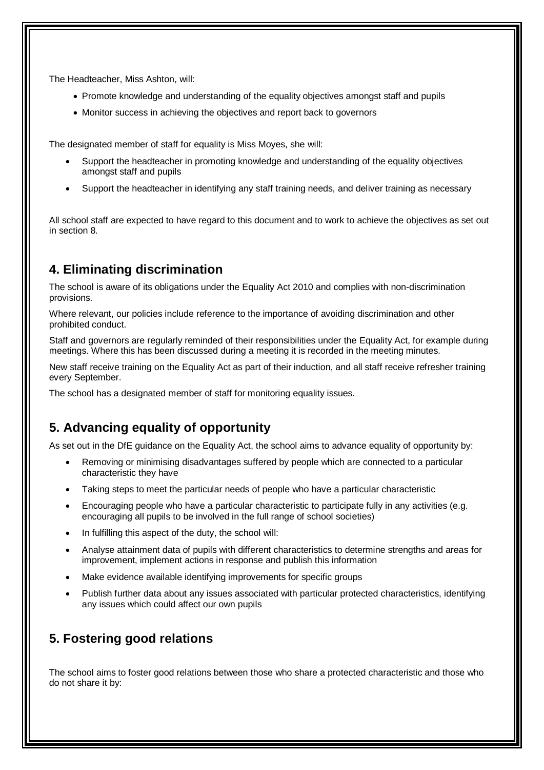The Headteacher, Miss Ashton, will:

- Promote knowledge and understanding of the equality objectives amongst staff and pupils
- Monitor success in achieving the objectives and report back to governors

The designated member of staff for equality is Miss Moyes, she will:

- Support the headteacher in promoting knowledge and understanding of the equality objectives amongst staff and pupils
- Support the headteacher in identifying any staff training needs, and deliver training as necessary

All school staff are expected to have regard to this document and to work to achieve the objectives as set out in section 8.

## 4. Eliminating discrimination

The school is aware of its obligations under the Equality Act 2010 and complies with non-discrimination provisions.

Where relevant, our policies include reference to the importance of avoiding discrimination and other prohibited conduct.

Staff and governors are regularly reminded of their responsibilities under the Equality Act, for example during meetings. Where this has been discussed during a meeting it is recorded in the meeting minutes.

New staff receive training on the Equality Act as part of their induction, and all staff receive refresher training every September.

The school has a designated member of staff for monitoring equality issues.

## 5. Advancing equality of opportunity

As set out in the DfE guidance on the Equality Act, the school aims to advance equality of opportunity by:

- Removing or minimising disadvantages suffered by people which are connected to a particular characteristic they have
- Taking steps to meet the particular needs of people who have a particular characteristic
- Encouraging people who have a particular characteristic to participate fully in any activities (e.g. encouraging all pupils to be involved in the full range of school societies)
- In fulfilling this aspect of the duty, the school will:
- Analyse attainment data of pupils with different characteristics to determine strengths and areas for improvement, implement actions in response and publish this information
- Make evidence available identifying improvements for specific groups
- Publish further data about any issues associated with particular protected characteristics, identifying any issues which could affect our own pupils

## 5. Fostering good relations

The school aims to foster good relations between those who share a protected characteristic and those who do not share it by: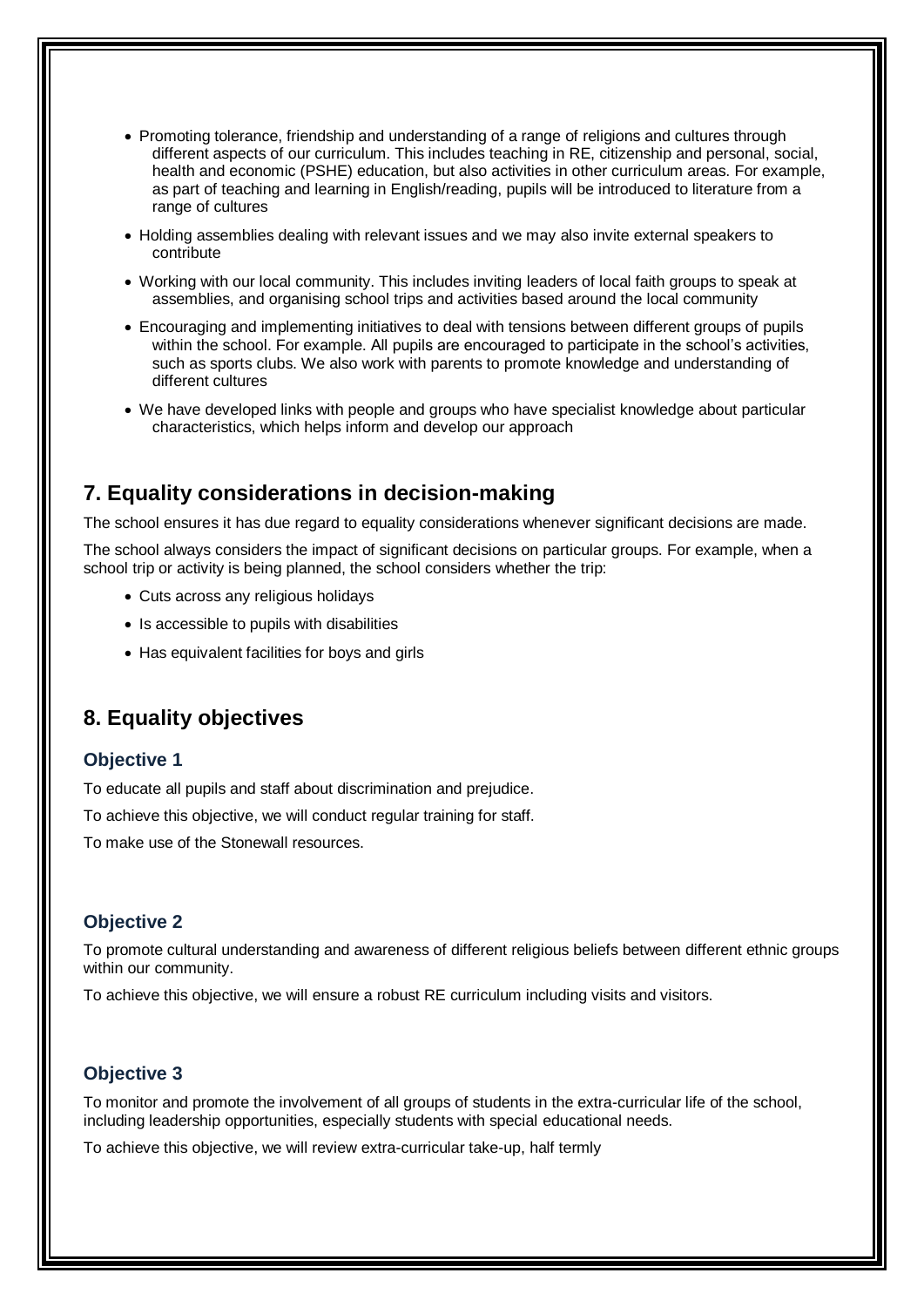- Promoting tolerance, friendship and understanding of a range of religions and cultures through different aspects of our curriculum. This includes teaching in RE, citizenship and personal, social, health and economic (PSHE) education, but also activities in other curriculum areas. For example, as part of teaching and learning in English/reading, pupils will be introduced to literature from a range of cultures
- Holding assemblies dealing with relevant issues and we may also invite external speakers to contribute
- Working with our local community. This includes inviting leaders of local faith groups to speak at assemblies, and organising school trips and activities based around the local community
- Encouraging and implementing initiatives to deal with tensions between different groups of pupils within the school. For example. All pupils are encouraged to participate in the school's activities, such as sports clubs. We also work with parents to promote knowledge and understanding of different cultures
- We have developed links with people and groups who have specialist knowledge about particular characteristics, which helps inform and develop our approach

## 7. Equality considerations in decision-making

The school ensures it has due regard to equality considerations whenever significant decisions are made.

The school always considers the impact of significant decisions on particular groups. For example, when a school trip or activity is being planned, the school considers whether the trip:

- Cuts across any religious holidays
- Is accessible to pupils with disabilities
- Has equivalent facilities for boys and girls

## 8. Equality objectives

### Objective 1

To educate all pupils and staff about discrimination and prejudice.

To achieve this objective, we will conduct regular training for staff.

To make use of the Stonewall resources.

### Objective 2

To promote cultural understanding and awareness of different religious beliefs between different ethnic groups within our community.

To achieve this objective, we will ensure a robust RE curriculum including visits and visitors.

### Objective 3

To monitor and promote the involvement of all groups of students in the extra-curricular life of the school, including leadership opportunities, especially students with special educational needs.

To achieve this objective, we will review extra-curricular take-up, half termly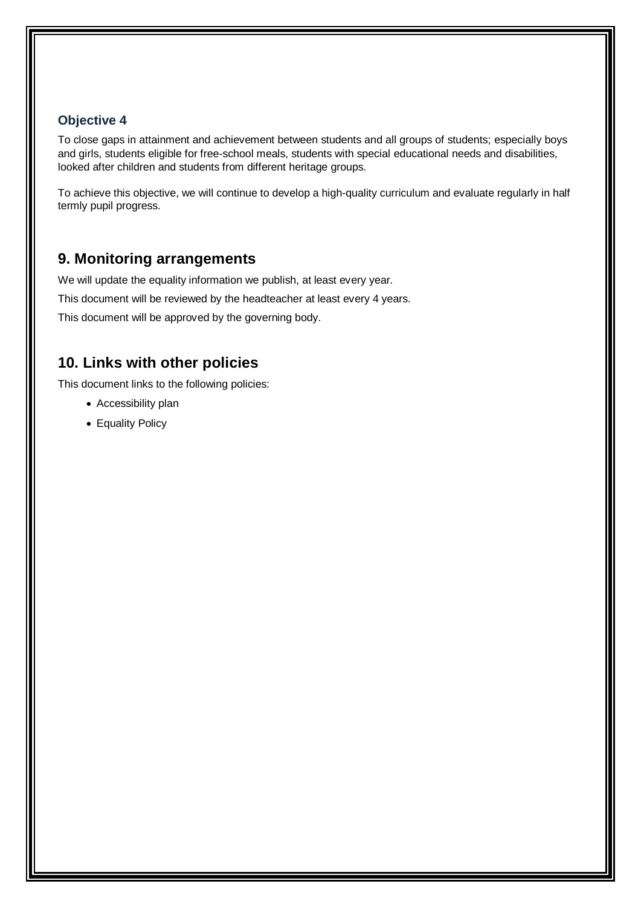### Objective 4

To close gaps in attainment and achievement between students and all groups of students; especially boys and girls, students eligible for free-school meals, students with special educational needs and disabilities, looked after children and students from different heritage groups.

To achieve this objective, we will continue to develop a high-quality curriculum and evaluate regularly in half termly pupil progress.

## 9. Monitoring arrangements

We will update the equality information we publish, at least every year.

This document will be reviewed by the headteacher at least every 4 years.

This document will be approved by the governing body.

## 10. Links with other policies

This document links to the following policies:

- Accessibility plan
- Equality Policy